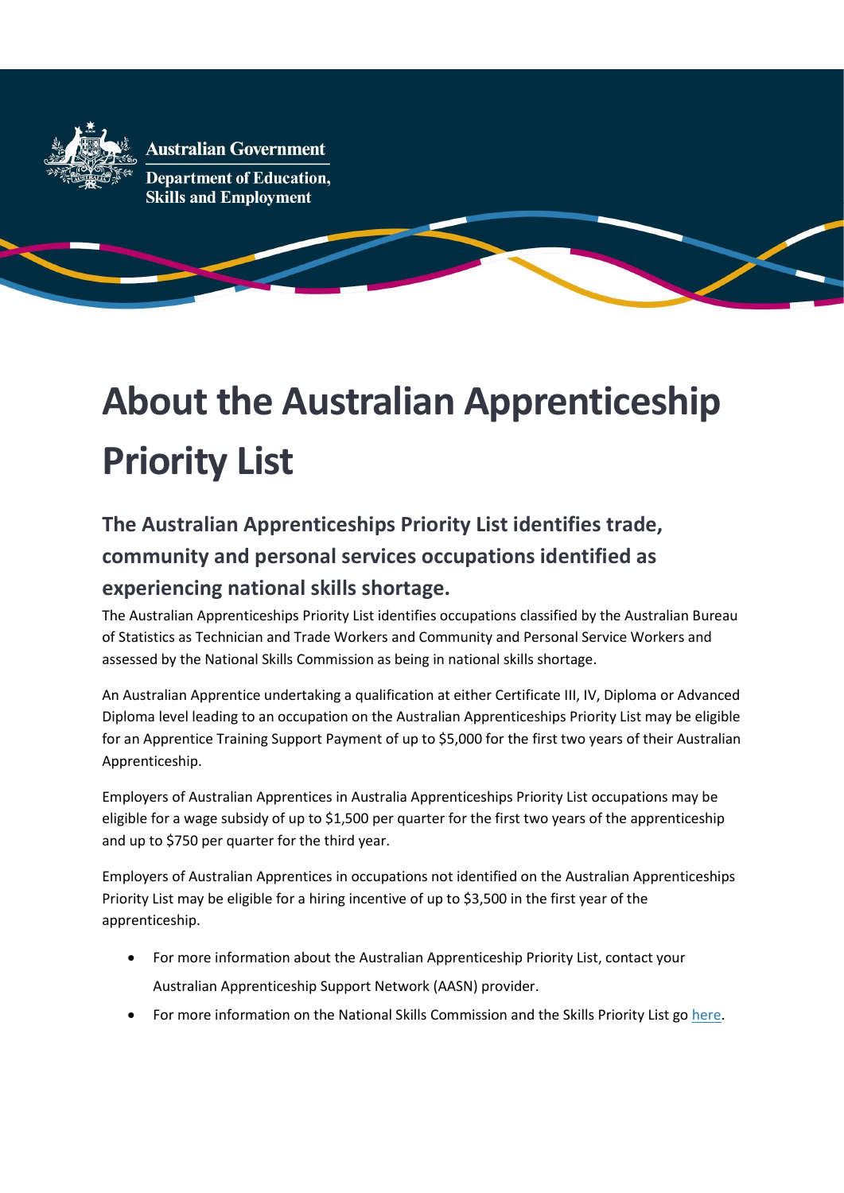Australian Government

Department of Education, Skills and Employment

# About the Australian Apprenticeship Priority List

## The Australian Apprenticeships Priority List identifies trade, community and personal services occupations identified as experiencing national skills shortage.

The Australian Apprenticeships Priority List identifies occupations classified by the Australian Bureau of Statistics as Technician and Trade Workers and Community and Personal Service Workers and assessed by the National Skills Commission as being in national skills shortage.

An Australian Apprentice undertaking a qualification at either Certificate III, IV, Diploma or Advanced Diploma level leading to an occupation on the Australian Apprenticeships Priority List may be eligible for an Apprentice Training Support Payment of up to $5,000 for the first two years of their Australian Apprenticeship.

Employers of Australian Apprentices in Australia Apprenticeships Priority List occupations may be eligible for a wage subsidy of up to $1,500 per quarter for the first two years of the apprenticeship and up to $750 per quarter for the third year.

Employers of Australian Apprentices in occupations not identified on the Australian Apprenticeships Priority List may be eligible for a hiring incentive of up to $3,500 in the first year of the apprenticeship.

- For more information about the Australian Apprenticeship Priority List, contact your Australian Apprenticeship Support Network (AASN) provider.
- For more information on the National Skills Commission and the Skills Priority List go here.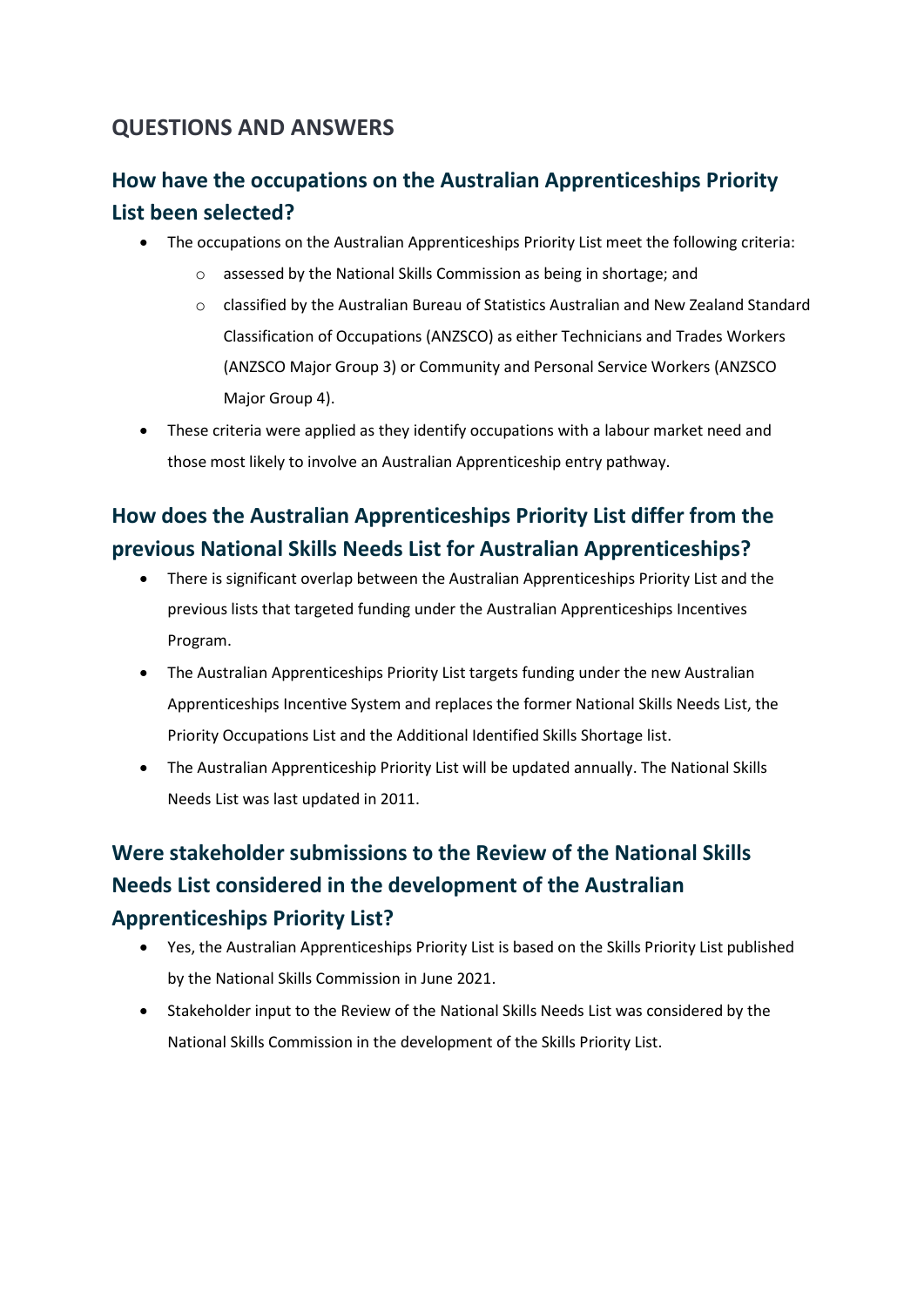## QUESTIONS AND ANSWERS

### How have the occupations on the Australian Apprenticeships Priority List been selected?

- The occupations on the Australian Apprenticeships Priority List meet the following criteria:
  - assessed by the National Skills Commission as being in shortage; and
  - classified by the Australian Bureau of Statistics Australian and New Zealand Standard Classification of Occupations (ANZSCO) as either Technicians and Trades Workers (ANZSCO Major Group 3) or Community and Personal Service Workers (ANZSCO Major Group 4).
- These criteria were applied as they identify occupations with a labour market need and those most likely to involve an Australian Apprenticeship entry pathway.

### How does the Australian Apprenticeships Priority List differ from the previous National Skills Needs List for Australian Apprenticeships?

- There is significant overlap between the Australian Apprenticeships Priority List and the previous lists that targeted funding under the Australian Apprenticeships Incentives Program.
- The Australian Apprenticeships Priority List targets funding under the new Australian Apprenticeships Incentive System and replaces the former National Skills Needs List, the Priority Occupations List and the Additional Identified Skills Shortage list.
- The Australian Apprenticeship Priority List will be updated annually. The National Skills Needs List was last updated in 2011.

### Were stakeholder submissions to the Review of the National Skills Needs List considered in the development of the Australian Apprenticeships Priority List?

- Yes, the Australian Apprenticeships Priority List is based on the Skills Priority List published by the National Skills Commission in June 2021.
- Stakeholder input to the Review of the National Skills Needs List was considered by the National Skills Commission in the development of the Skills Priority List.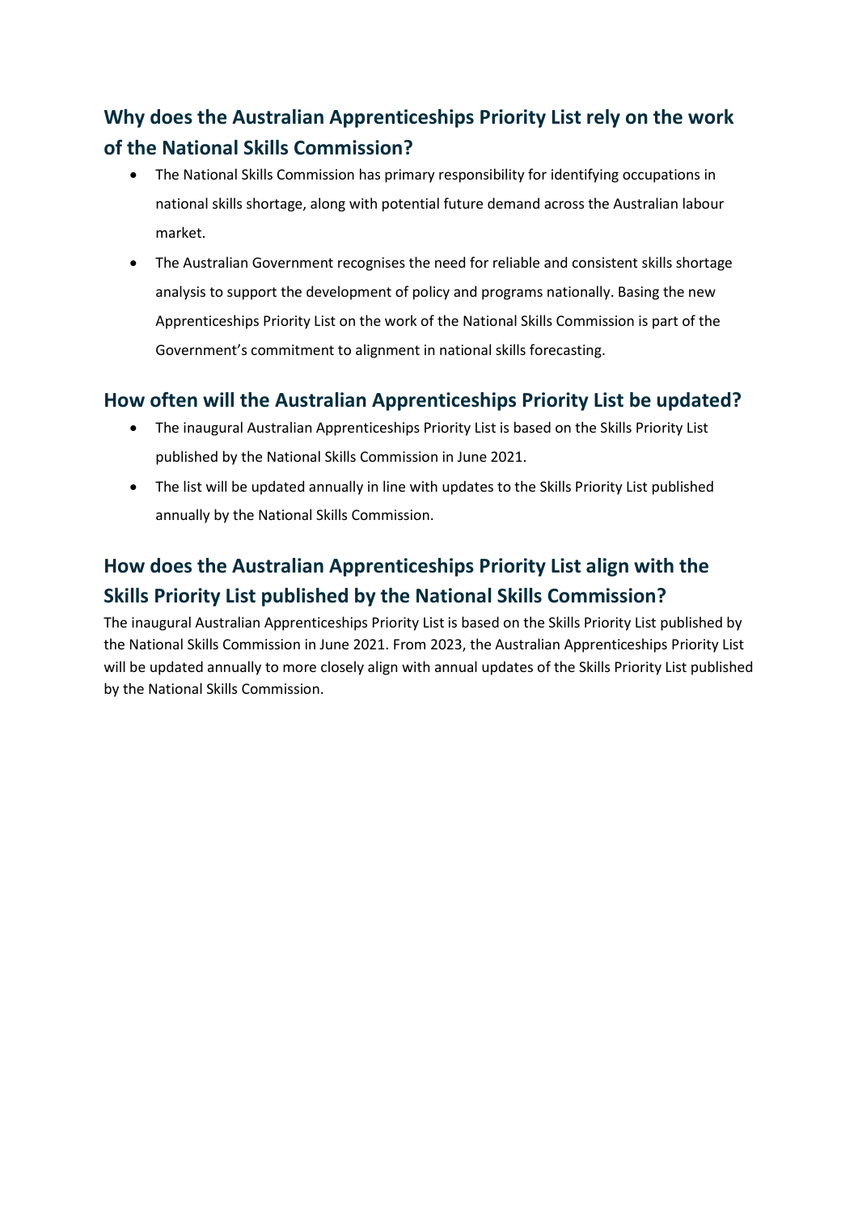## Why does the Australian Apprenticeships Priority List rely on the work of the National Skills Commission?

- The National Skills Commission has primary responsibility for identifying occupations in national skills shortage, along with potential future demand across the Australian labour market.
- The Australian Government recognises the need for reliable and consistent skills shortage analysis to support the development of policy and programs nationally. Basing the new Apprenticeships Priority List on the work of the National Skills Commission is part of the Government's commitment to alignment in national skills forecasting.

## How often will the Australian Apprenticeships Priority List be updated?

- The inaugural Australian Apprenticeships Priority List is based on the Skills Priority List published by the National Skills Commission in June 2021.
- The list will be updated annually in line with updates to the Skills Priority List published annually by the National Skills Commission.

## How does the Australian Apprenticeships Priority List align with the Skills Priority List published by the National Skills Commission?

The inaugural Australian Apprenticeships Priority List is based on the Skills Priority List published by the National Skills Commission in June 2021. From 2023, the Australian Apprenticeships Priority List will be updated annually to more closely align with annual updates of the Skills Priority List published by the National Skills Commission.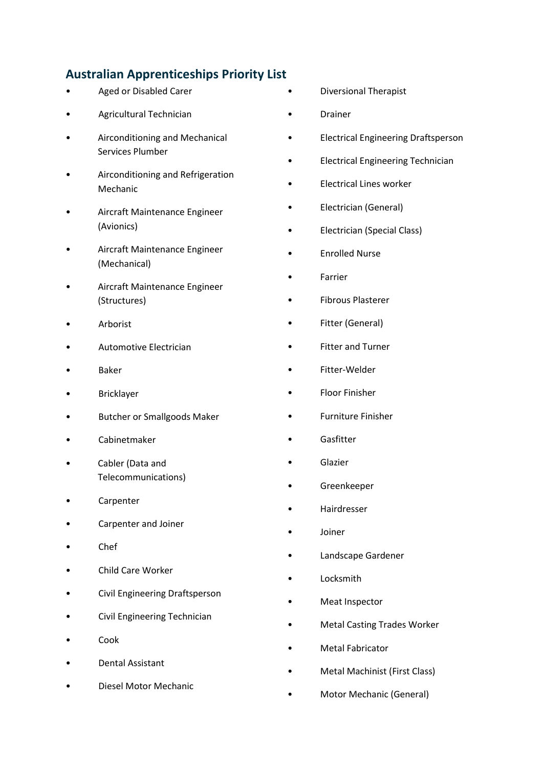## Australian Apprenticeships Priority List

- Aged or Disabled Carer
- Agricultural Technician
- Airconditioning and Mechanical Services Plumber
- Airconditioning and Refrigeration Mechanic
- Aircraft Maintenance Engineer (Avionics)
- Aircraft Maintenance Engineer (Mechanical)
- Aircraft Maintenance Engineer (Structures)
- Arborist
- Automotive Electrician
- Baker
- Bricklayer
- Butcher or Smallgoods Maker
- Cabinetmaker
- Cabler (Data and Telecommunications)
- Carpenter
- Carpenter and Joiner
- Chef
- Child Care Worker
- Civil Engineering Draftsperson
- Civil Engineering Technician
- Cook
- Dental Assistant
- Diesel Motor Mechanic
- Diversional Therapist
- Drainer
- Electrical Engineering Draftsperson
- Electrical Engineering Technician
- Electrical Lines worker
- Electrician (General)
- Electrician (Special Class)
- Enrolled Nurse
- Farrier
- Fibrous Plasterer
- Fitter (General)
- Fitter and Turner
- Fitter-Welder
- Floor Finisher
- Furniture Finisher
- Gasfitter
- Glazier
- Greenkeeper
- Hairdresser
- Joiner
- Landscape Gardener
- Locksmith
- Meat Inspector
- Metal Casting Trades Worker
- Metal Fabricator
- Metal Machinist (First Class)
- Motor Mechanic (General)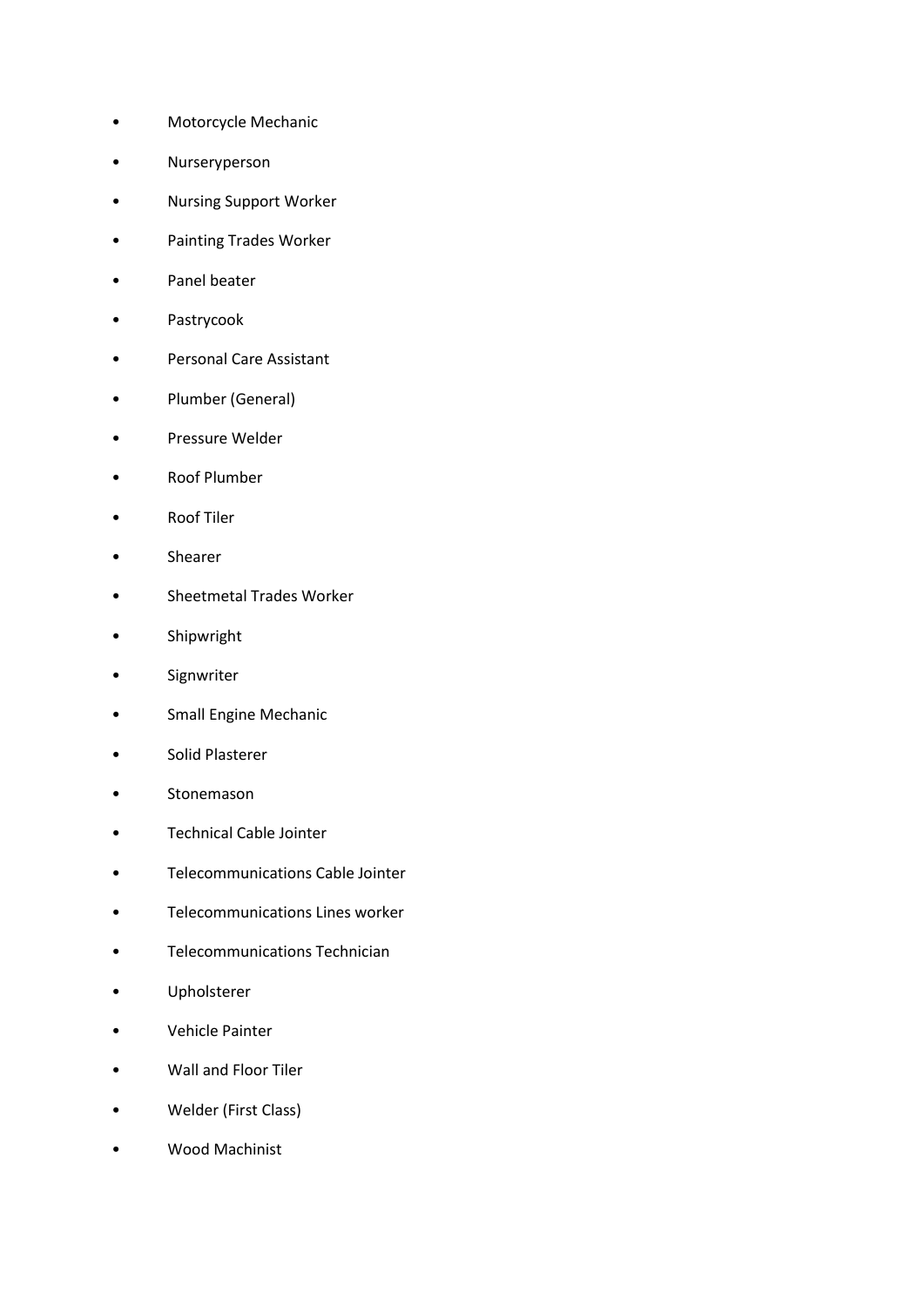- Motorcycle Mechanic
- Nurseryperson
- Nursing Support Worker
- Painting Trades Worker
- Panel beater
- Pastrycook
- Personal Care Assistant
- Plumber (General)
- Pressure Welder
- Roof Plumber
- Roof Tiler
- Shearer
- Sheetmetal Trades Worker
- Shipwright
- Signwriter
- Small Engine Mechanic
- Solid Plasterer
- Stonemason
- Technical Cable Jointer
- Telecommunications Cable Jointer
- Telecommunications Lines worker
- Telecommunications Technician
- Upholsterer
- Vehicle Painter
- Wall and Floor Tiler
- Welder (First Class)
- Wood Machinist